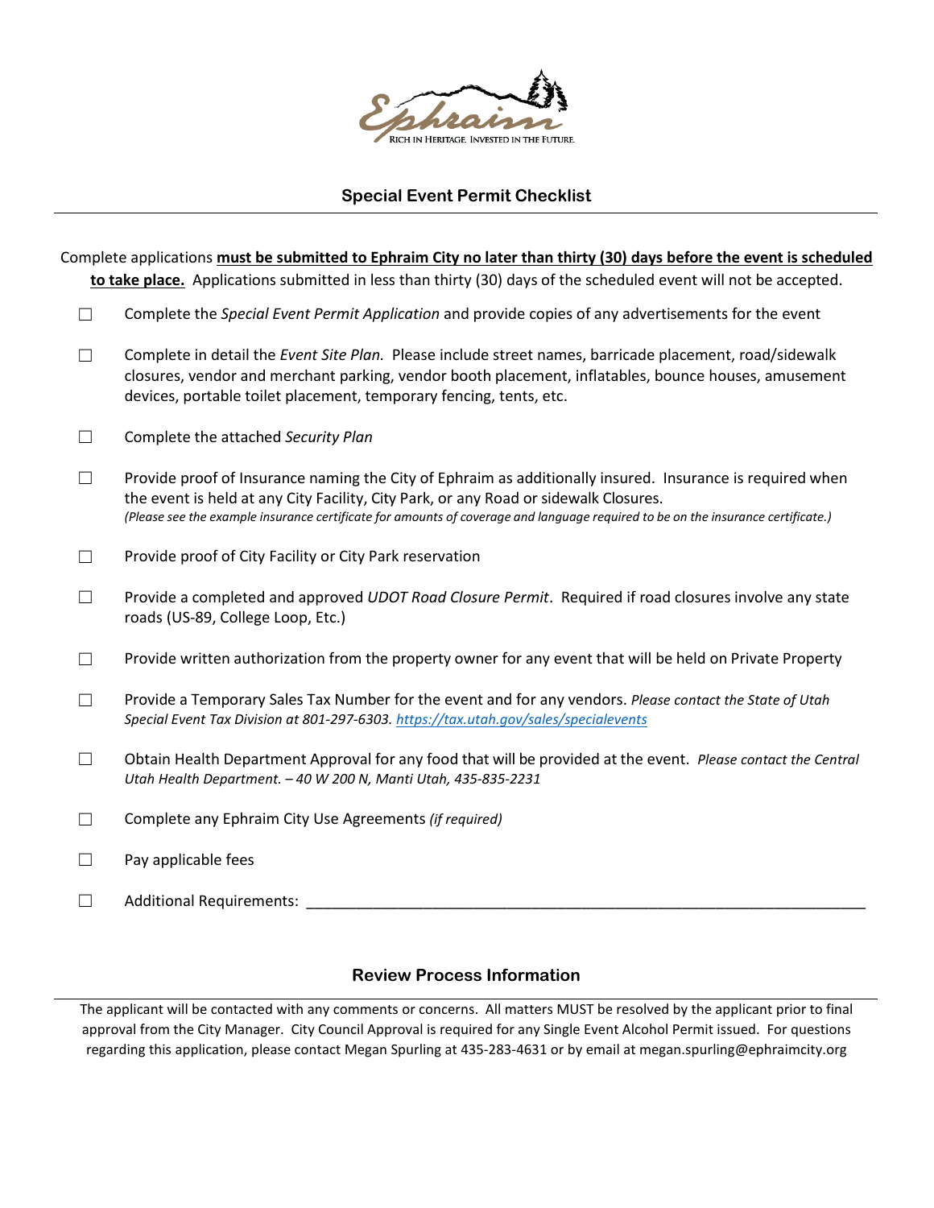Ephraim
RICH IN HERITAGE. INVESTED IN THE FUTURE.

## Special Event Permit Checklist

Complete applications **must be submitted to Ephraim City no later than thirty (30) days before the event is scheduled to take place.** Applications submitted in less than thirty (30) days of the scheduled event will not be accepted.

- ☐ Complete the *Special Event Permit Application* and provide copies of any advertisements for the event
- ☐ Complete in detail the *Event Site Plan.* Please include street names, barricade placement, road/sidewalk closures, vendor and merchant parking, vendor booth placement, inflatables, bounce houses, amusement devices, portable toilet placement, temporary fencing, tents, etc.
- ☐ Complete the attached *Security Plan*
- ☐ Provide proof of Insurance naming the City of Ephraim as additionally insured. Insurance is required when the event is held at any City Facility, City Park, or any Road or sidewalk Closures.
  *(Please see the example insurance certificate for amounts of coverage and language required to be on the insurance certificate.)*
- ☐ Provide proof of City Facility or City Park reservation
- ☐ Provide a completed and approved *UDOT Road Closure Permit*. Required if road closures involve any state roads (US-89, College Loop, Etc.)
- ☐ Provide written authorization from the property owner for any event that will be held on Private Property
- ☐ Provide a Temporary Sales Tax Number for the event and for any vendors. *Please contact the State of Utah Special Event Tax Division at 801-297-6303. https://tax.utah.gov/sales/specialevents*
- ☐ Obtain Health Department Approval for any food that will be provided at the event. *Please contact the Central Utah Health Department. – 40 W 200 N, Manti Utah, 435-835-2231*
- ☐ Complete any Ephraim City Use Agreements *(if required)*
- ☐ Pay applicable fees
- ☐ Additional Requirements: ______________________________________________________________

## Review Process Information

The applicant will be contacted with any comments or concerns. All matters MUST be resolved by the applicant prior to final approval from the City Manager. City Council Approval is required for any Single Event Alcohol Permit issued. For questions regarding this application, please contact Megan Spurling at 435-283-4631 or by email at megan.spurling@ephraimcity.org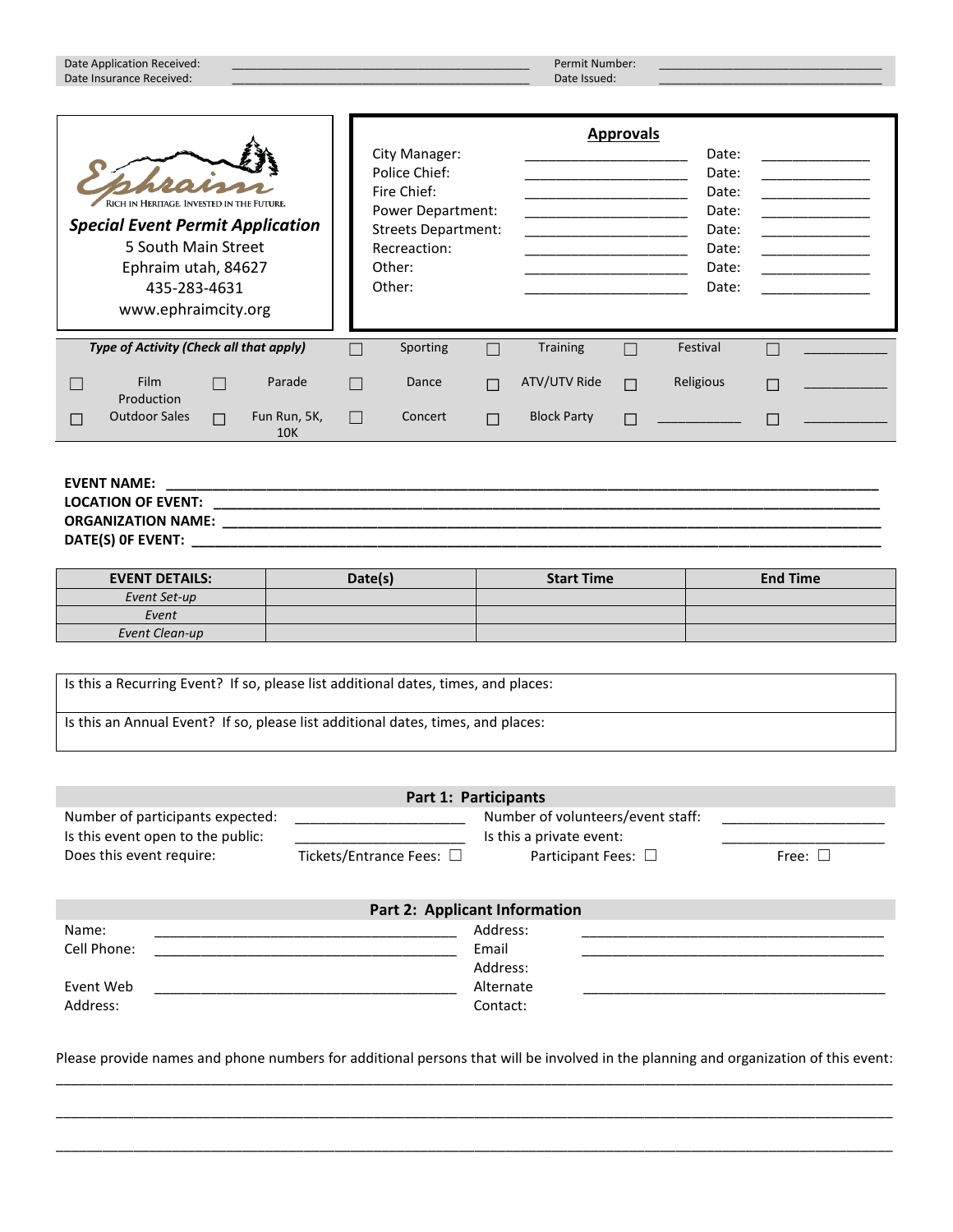| Date Application Received: | ______________________ | Permit Number: | ______________________ |
|---|---|---|---|
| Date Insurance Received: | ______________________ | Date Issued: | ______________________ |

Ephraim
RICH IN HERITAGE. INVESTED IN THE FUTURE.

***Special Event Permit Application***

5 South Main Street
Ephraim utah, 84627
435-283-4631
www.ephraimcity.org

### Approvals

| | | | |
|---|---|---|---|
| City Manager: | ______________________ | Date: | ______________ |
| Police Chief: | ______________________ | Date: | ______________ |
| Fire Chief: | ______________________ | Date: | ______________ |
| Power Department: | ______________________ | Date: | ______________ |
| Streets Department: | ______________________ | Date: | ______________ |
| Recreaction: | ______________________ | Date: | ______________ |
| Other: | ______________________ | Date: | ______________ |
| Other: | ______________________ | Date: | ______________ |

| ***Type of Activity (Check all that apply)*** | | | | ☐ | Sporting | ☐ | Training | ☐ | Festival | ☐ | ___________ |
|---|---|---|---|---|---|---|---|---|---|---|---|
| ☐ | Film Production | ☐ | Parade | ☐ | Dance | ☐ | ATV/UTV Ride | ☐ | Religious | ☐ | ___________ |
| ☐ | Outdoor Sales | ☐ | Fun Run, 5K, 10K | ☐ | Concert | ☐ | Block Party | ☐ | ___________ | ☐ | ___________ |

**EVENT NAME:** ______________________________________________
**LOCATION OF EVENT:** ______________________________________________
**ORGANIZATION NAME:** ______________________________________________
**DATE(S) 0F EVENT:** ______________________________________________

| **EVENT DETAILS:** | **Date(s)** | **Start Time** | **End Time** |
|---|---|---|---|
| *Event Set-up* | | | |
| *Event* | | | |
| *Event Clean-up* | | | |

| |
|---|
| Is this a Recurring Event? If so, please list additional dates, times, and places: |
| Is this an Annual Event? If so, please list additional dates, times, and places: |

## Part 1: Participants

| | | | |
|---|---|---|---|
| Number of participants expected: | ____________________ | Number of volunteers/event staff: | ____________________ |
| Is this event open to the public: | ____________________ | Is this a private event: | ____________________ |
| Does this event require: | Tickets/Entrance Fees: ☐ | Participant Fees: ☐ | Free: ☐ |

## Part 2: Applicant Information

| | | | |
|---|---|---|---|
| Name: | ______________________________ | Address: | ______________________________ |
| Cell Phone: | ______________________________ | Email Address: | ______________________________ |
| Event Web Address: | ______________________________ | Alternate Contact: | ______________________________ |

Please provide names and phone numbers for additional persons that will be involved in the planning and organization of this event:

______________________________________________________________________________

______________________________________________________________________________

______________________________________________________________________________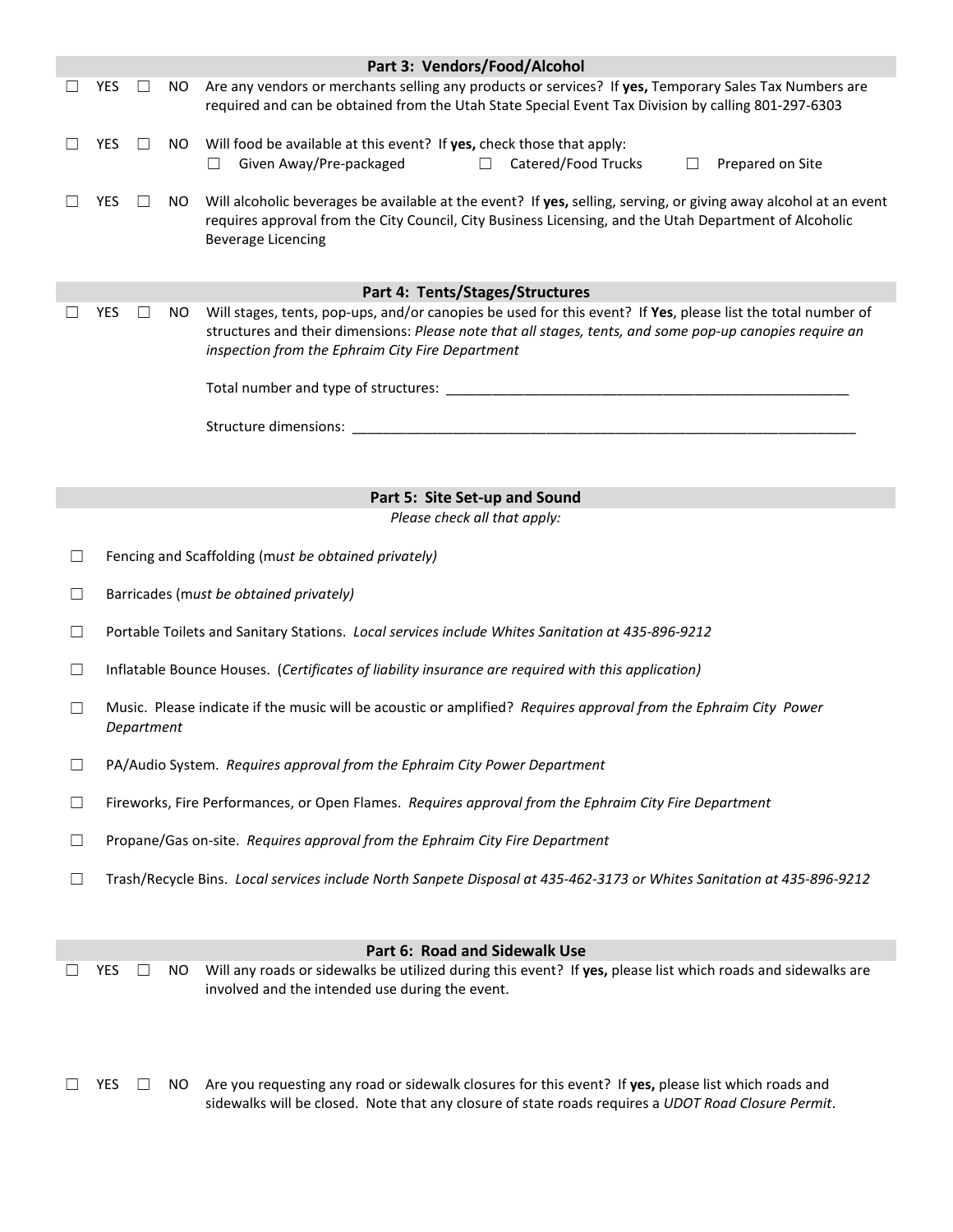## Part 3: Vendors/Food/Alcohol

☐ YES ☐ NO Are any vendors or merchants selling any products or services? If **yes,** Temporary Sales Tax Numbers are required and can be obtained from the Utah State Special Event Tax Division by calling 801-297-6303

☐ YES ☐ NO Will food be available at this event? If **yes,** check those that apply:
☐ Given Away/Pre-packaged ☐ Catered/Food Trucks ☐ Prepared on Site

☐ YES ☐ NO Will alcoholic beverages be available at the event? If **yes,** selling, serving, or giving away alcohol at an event requires approval from the City Council, City Business Licensing, and the Utah Department of Alcoholic Beverage Licencing

## Part 4: Tents/Stages/Structures

☐ YES ☐ NO Will stages, tents, pop-ups, and/or canopies be used for this event? If **Yes**, please list the total number of structures and their dimensions: *Please note that all stages, tents, and some pop-up canopies require an inspection from the Ephraim City Fire Department*

Total number and type of structures: ______________________________________________________

Structure dimensions: ____________________________________________________________________

## Part 5: Site Set-up and Sound

*Please check all that apply:*

☐ Fencing and Scaffolding (m*ust be obtained privately)*

☐ Barricades (m*ust be obtained privately)*

☐ Portable Toilets and Sanitary Stations. *Local services include Whites Sanitation at 435-896-9212*

☐ Inflatable Bounce Houses. (*Certificates of liability insurance are required with this application)*

☐ Music. Please indicate if the music will be acoustic or amplified? *Requires approval from the Ephraim City Power Department*

☐ PA/Audio System. *Requires approval from the Ephraim City Power Department*

☐ Fireworks, Fire Performances, or Open Flames. *Requires approval from the Ephraim City Fire Department*

☐ Propane/Gas on-site. *Requires approval from the Ephraim City Fire Department*

☐ Trash/Recycle Bins. *Local services include North Sanpete Disposal at 435-462-3173 or Whites Sanitation at 435-896-9212*

## Part 6: Road and Sidewalk Use

☐ YES ☐ NO Will any roads or sidewalks be utilized during this event? If **yes,** please list which roads and sidewalks are involved and the intended use during the event.

☐ YES ☐ NO Are you requesting any road or sidewalk closures for this event? If **yes,** please list which roads and sidewalks will be closed. Note that any closure of state roads requires a *UDOT Road Closure Permit*.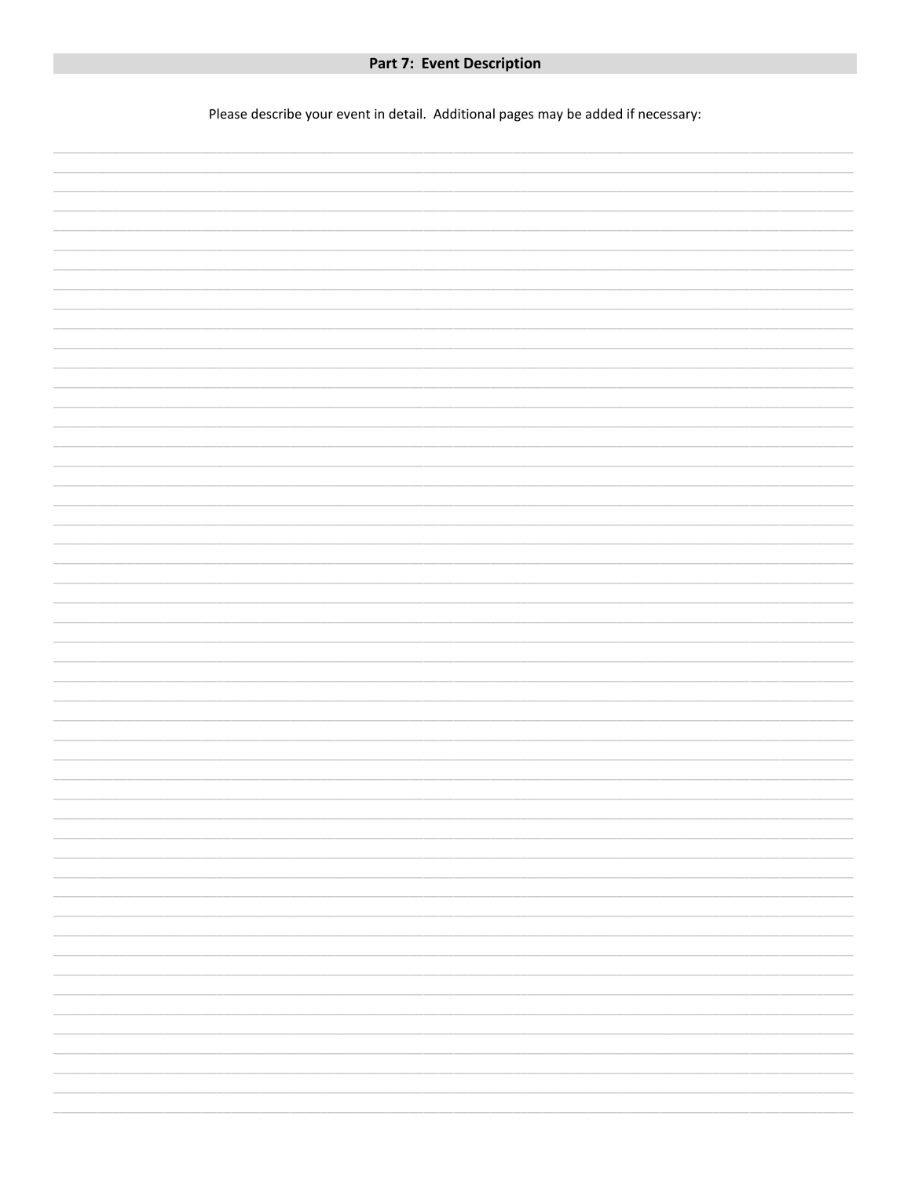## Part 7: Event Description

Please describe your event in detail. Additional pages may be added if necessary: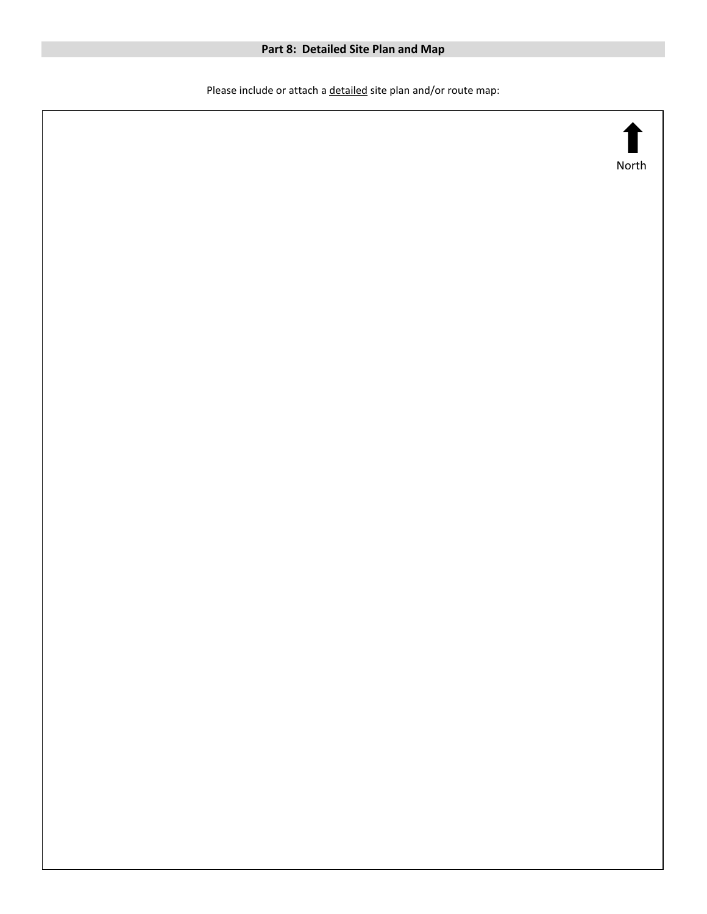## Part 8: Detailed Site Plan and Map

Please include or attach a detailed site plan and/or route map:

North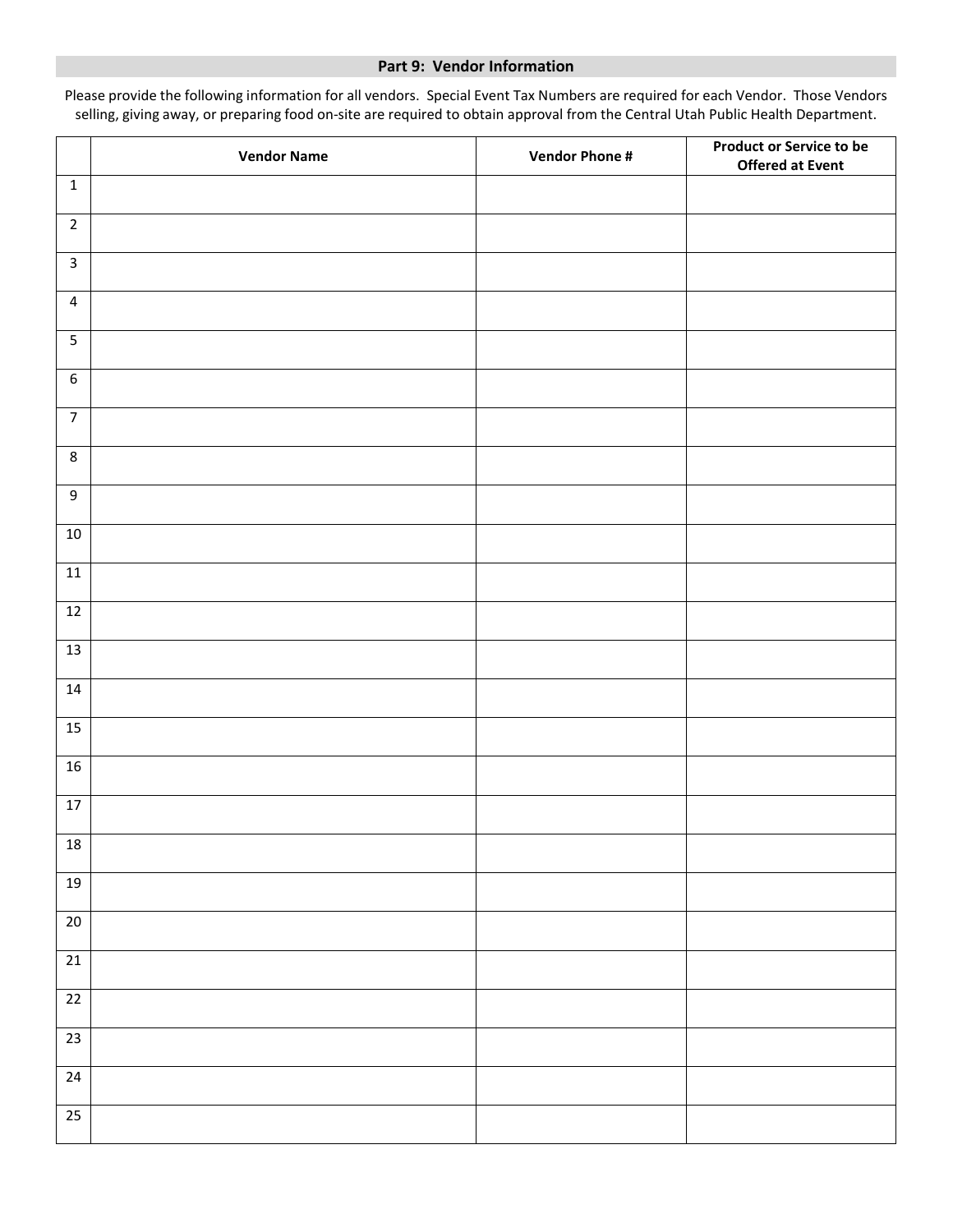## Part 9: Vendor Information

Please provide the following information for all vendors. Special Event Tax Numbers are required for each Vendor. Those Vendors selling, giving away, or preparing food on-site are required to obtain approval from the Central Utah Public Health Department.

| | Vendor Name | Vendor Phone # | Product or Service to be Offered at Event |
|---|---|---|---|
| 1 | | | |
| 2 | | | |
| 3 | | | |
| 4 | | | |
| 5 | | | |
| 6 | | | |
| 7 | | | |
| 8 | | | |
| 9 | | | |
| 10 | | | |
| 11 | | | |
| 12 | | | |
| 13 | | | |
| 14 | | | |
| 15 | | | |
| 16 | | | |
| 17 | | | |
| 18 | | | |
| 19 | | | |
| 20 | | | |
| 21 | | | |
| 22 | | | |
| 23 | | | |
| 24 | | | |
| 25 | | | |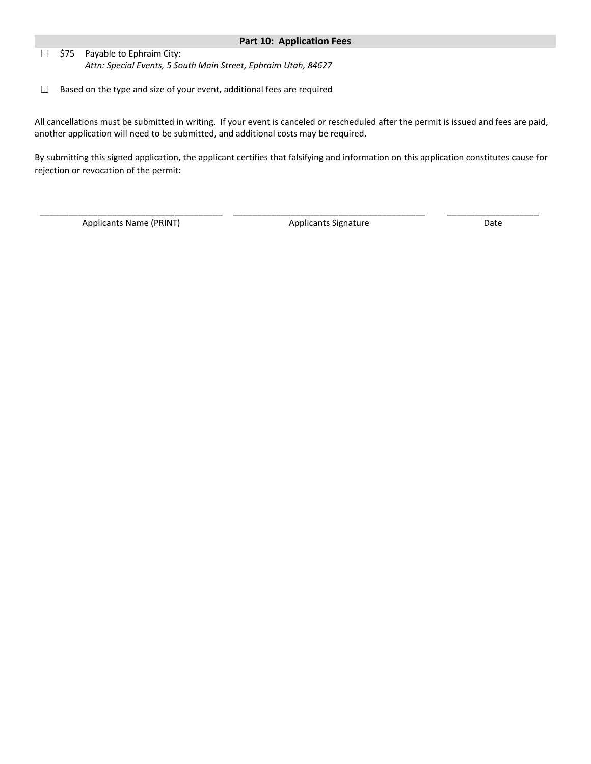## Part 10: Application Fees

☐ $75 Payable to Ephraim City:
*Attn: Special Events, 5 South Main Street, Ephraim Utah, 84627*

☐ Based on the type and size of your event, additional fees are required

All cancellations must be submitted in writing. If your event is canceled or rescheduled after the permit is issued and fees are paid, another application will need to be submitted, and additional costs may be required.

By submitting this signed application, the applicant certifies that falsifying and information on this application constitutes cause for rejection or revocation of the permit:

| | | |
|---|---|---|
| _______________________________ | _______________________________ | _______________ |
| Applicants Name (PRINT) | Applicants Signature | Date |